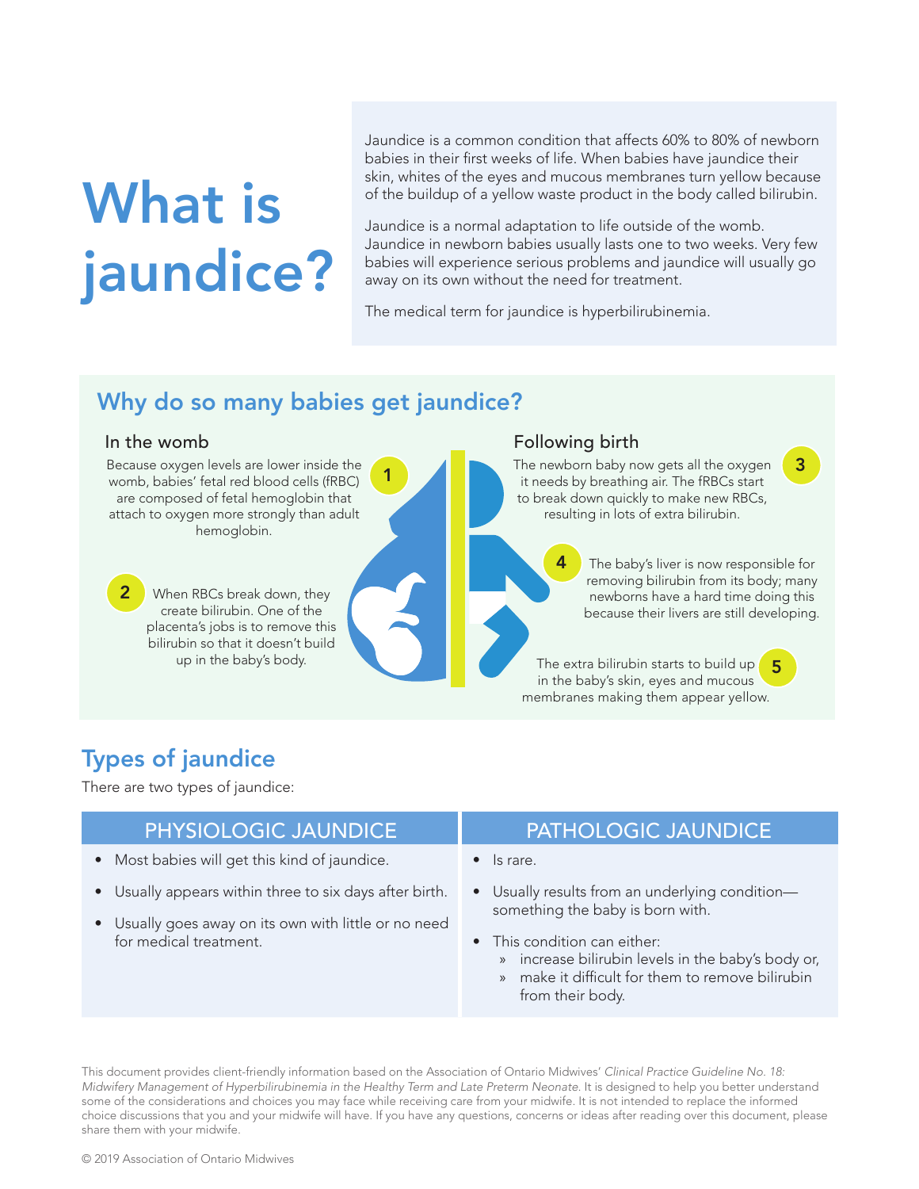# What is jaundice?

Jaundice is a common condition that affects 60% to 80% of newborn babies in their first weeks of life. When babies have jaundice their skin, whites of the eyes and mucous membranes turn yellow because of the buildup of a yellow waste product in the body called bilirubin.

Jaundice is a normal adaptation to life outside of the womb. Jaundice in newborn babies usually lasts one to two weeks. Very few babies will experience serious problems and jaundice will usually go away on its own without the need for treatment.

The medical term for jaundice is hyperbilirubinemia.

## Why do so many babies get jaundice?

### In the womb

1. Because oxygen levels are lower inside the womb, babies' fetal red blood cells (fRBC) are composed of fetal hemoglobin that attach to oxygen more strongly than adult hemoglobin.

2. When RBCs break down, they create bilirubin. One of the placenta's jobs is to remove this bilirubin so that it doesn't build up in the baby's body.

### Following birth

3. The newborn baby now gets all the oxygen it needs by breathing air. The fRBCs start to break down quickly to make new RBCs, resulting in lots of extra bilirubin.

4. The baby's liver is now responsible for removing bilirubin from its body; many newborns have a hard time doing this because their livers are still developing.

5. The extra bilirubin starts to build up in the baby's skin, eyes and mucous membranes making them appear yellow.

## Types of jaundice

There are two types of jaundice:

| PHYSIOLOGIC JAUNDICE | PATHOLOGIC JAUNDICE |
|---|---|
| • Most babies will get this kind of jaundice.<br>• Usually appears within three to six days after birth.<br>• Usually goes away on its own with little or no need for medical treatment. | • Is rare.<br>• Usually results from an underlying condition—something the baby is born with.<br>• This condition can either:<br>» increase bilirubin levels in the baby's body or,<br>» make it difficult for them to remove bilirubin from their body. |

This document provides client-friendly information based on the Association of Ontario Midwives' *Clinical Practice Guideline No. 18: Midwifery Management of Hyperbilirubinemia in the Healthy Term and Late Preterm Neonate*. It is designed to help you better understand some of the considerations and choices you may face while receiving care from your midwife. It is not intended to replace the informed choice discussions that you and your midwife will have. If you have any questions, concerns or ideas after reading over this document, please share them with your midwife.

© 2019 Association of Ontario Midwives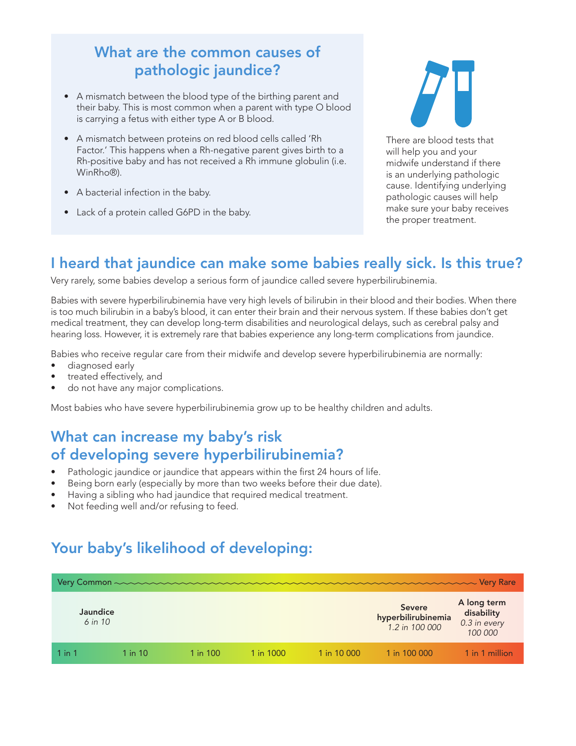## What are the common causes of pathologic jaundice?

- A mismatch between the blood type of the birthing parent and their baby. This is most common when a parent with type O blood is carrying a fetus with either type A or B blood.
- A mismatch between proteins on red blood cells called 'Rh Factor.' This happens when a Rh-negative parent gives birth to a Rh-positive baby and has not received a Rh immune globulin (i.e. WinRho®).
- A bacterial infection in the baby.
- Lack of a protein called G6PD in the baby.

There are blood tests that will help you and your midwife understand if there is an underlying pathologic cause. Identifying underlying pathologic causes will help make sure your baby receives the proper treatment.

## I heard that jaundice can make some babies really sick. Is this true?

Very rarely, some babies develop a serious form of jaundice called severe hyperbilirubinemia.

Babies with severe hyperbilirubinemia have very high levels of bilirubin in their blood and their bodies. When there is too much bilirubin in a baby's blood, it can enter their brain and their nervous system. If these babies don't get medical treatment, they can develop long-term disabilities and neurological delays, such as cerebral palsy and hearing loss. However, it is extremely rare that babies experience any long-term complications from jaundice.

Babies who receive regular care from their midwife and develop severe hyperbilirubinemia are normally:

- diagnosed early
- treated effectively, and
- do not have any major complications.

Most babies who have severe hyperbilirubinemia grow up to be healthy children and adults.

## What can increase my baby's risk of developing severe hyperbilirubinemia?

- Pathologic jaundice or jaundice that appears within the first 24 hours of life.
- Being born early (especially by more than two weeks before their due date).
- Having a sibling who had jaundice that required medical treatment.
- Not feeding well and/or refusing to feed.

## Your baby's likelihood of developing:

Very Common ~ Very Rare

| 1 in 1 | 1 in 10 | 1 in 100 | 1 in 1000 | 1 in 10 000 | 1 in 100 000 | 1 in 1 million |
|---|---|---|---|---|---|---|
| **Jaundice** *6 in 10* | | | | | **Severe hyperbilirubinemia** *1.2 in 100 000* | **A long term disability** *0.3 in every 100 000* |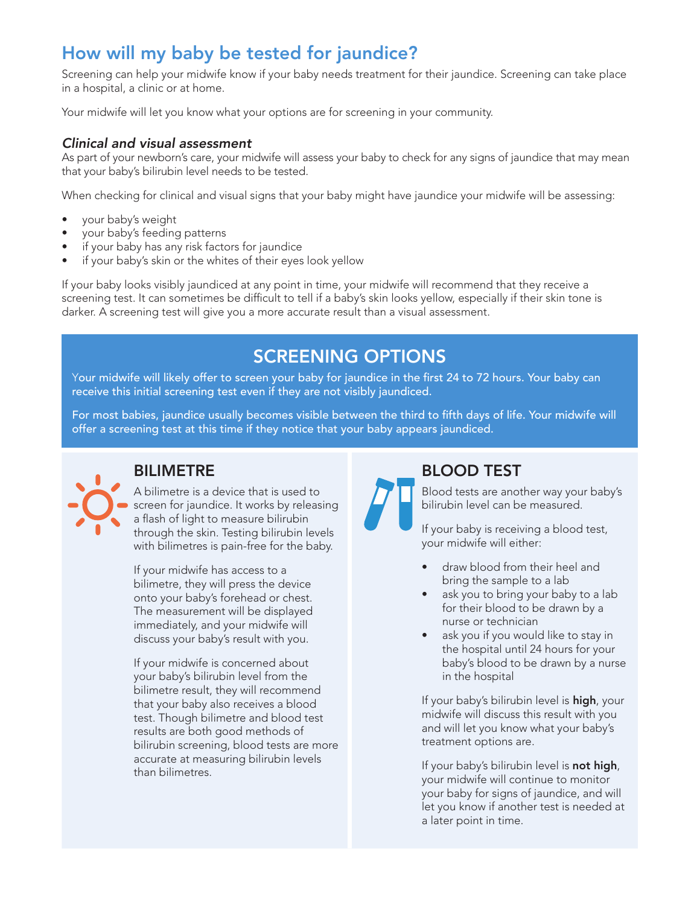## How will my baby be tested for jaundice?

Screening can help your midwife know if your baby needs treatment for their jaundice. Screening can take place in a hospital, a clinic or at home.

Your midwife will let you know what your options are for screening in your community.

### *Clinical and visual assessment*

As part of your newborn's care, your midwife will assess your baby to check for any signs of jaundice that may mean that your baby's bilirubin level needs to be tested.

When checking for clinical and visual signs that your baby might have jaundice your midwife will be assessing:

- your baby's weight
- your baby's feeding patterns
- if your baby has any risk factors for jaundice
- if your baby's skin or the whites of their eyes look yellow

If your baby looks visibly jaundiced at any point in time, your midwife will recommend that they receive a screening test. It can sometimes be difficult to tell if a baby's skin looks yellow, especially if their skin tone is darker. A screening test will give you a more accurate result than a visual assessment.

## SCREENING OPTIONS

Your midwife will likely offer to screen your baby for jaundice in the first 24 to 72 hours. Your baby can receive this initial screening test even if they are not visibly jaundiced.

For most babies, jaundice usually becomes visible between the third to fifth days of life. Your midwife will offer a screening test at this time if they notice that your baby appears jaundiced.

### BILIMETRE

A bilimetre is a device that is used to screen for jaundice. It works by releasing a flash of light to measure bilirubin through the skin. Testing bilirubin levels with bilimetres is pain-free for the baby.

If your midwife has access to a bilimetre, they will press the device onto your baby's forehead or chest. The measurement will be displayed immediately, and your midwife will discuss your baby's result with you.

If your midwife is concerned about your baby's bilirubin level from the bilimetre result, they will recommend that your baby also receives a blood test. Though bilimetre and blood test results are both good methods of bilirubin screening, blood tests are more accurate at measuring bilirubin levels than bilimetres.

### BLOOD TEST

Blood tests are another way your baby's bilirubin level can be measured.

If your baby is receiving a blood test, your midwife will either:

- draw blood from their heel and bring the sample to a lab
- ask you to bring your baby to a lab for their blood to be drawn by a nurse or technician
- ask you if you would like to stay in the hospital until 24 hours for your baby's blood to be drawn by a nurse in the hospital

If your baby's bilirubin level is **high**, your midwife will discuss this result with you and will let you know what your baby's treatment options are.

If your baby's bilirubin level is **not high**, your midwife will continue to monitor your baby for signs of jaundice, and will let you know if another test is needed at a later point in time.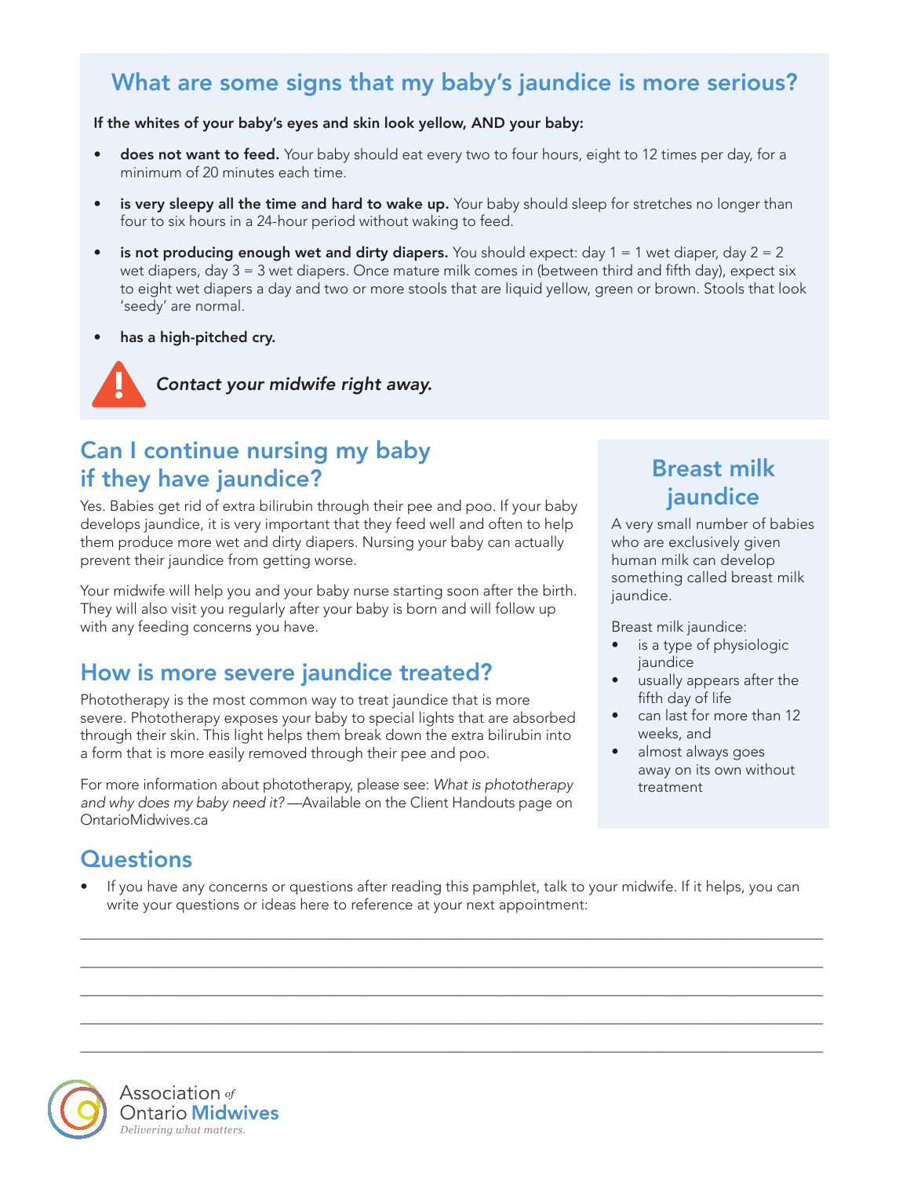## What are some signs that my baby's jaundice is more serious?

**If the whites of your baby's eyes and skin look yellow, AND your baby:**

- **does not want to feed.** Your baby should eat every two to four hours, eight to 12 times per day, for a minimum of 20 minutes each time.
- **is very sleepy all the time and hard to wake up.** Your baby should sleep for stretches no longer than four to six hours in a 24-hour period without waking to feed.
- **is not producing enough wet and dirty diapers.** You should expect: day 1 = 1 wet diaper, day 2 = 2 wet diapers, day 3 = 3 wet diapers. Once mature milk comes in (between third and fifth day), expect six to eight wet diapers a day and two or more stools that are liquid yellow, green or brown. Stools that look 'seedy' are normal.
- **has a high-pitched cry.**

***Contact your midwife right away.***

## Can I continue nursing my baby if they have jaundice?

Yes. Babies get rid of extra bilirubin through their pee and poo. If your baby develops jaundice, it is very important that they feed well and often to help them produce more wet and dirty diapers. Nursing your baby can actually prevent their jaundice from getting worse.

Your midwife will help you and your baby nurse starting soon after the birth. They will also visit you regularly after your baby is born and will follow up with any feeding concerns you have.

## How is more severe jaundice treated?

Phototherapy is the most common way to treat jaundice that is more severe. Phototherapy exposes your baby to special lights that are absorbed through their skin. This light helps them break down the extra bilirubin into a form that is more easily removed through their pee and poo.

For more information about phototherapy, please see: *What is phototherapy and why does my baby need it?*—Available on the Client Handouts page on OntarioMidwives.ca

## Breast milk jaundice

A very small number of babies who are exclusively given human milk can develop something called breast milk jaundice.

Breast milk jaundice:

- is a type of physiologic jaundice
- usually appears after the fifth day of life
- can last for more than 12 weeks, and
- almost always goes away on its own without treatment

## Questions

- If you have any concerns or questions after reading this pamphlet, talk to your midwife. If it helps, you can write your questions or ideas here to reference at your next appointment:

______________________________________________________________________________

______________________________________________________________________________

______________________________________________________________________________

______________________________________________________________________________

______________________________________________________________________________

Association of Ontario Midwives
*Delivering what matters.*